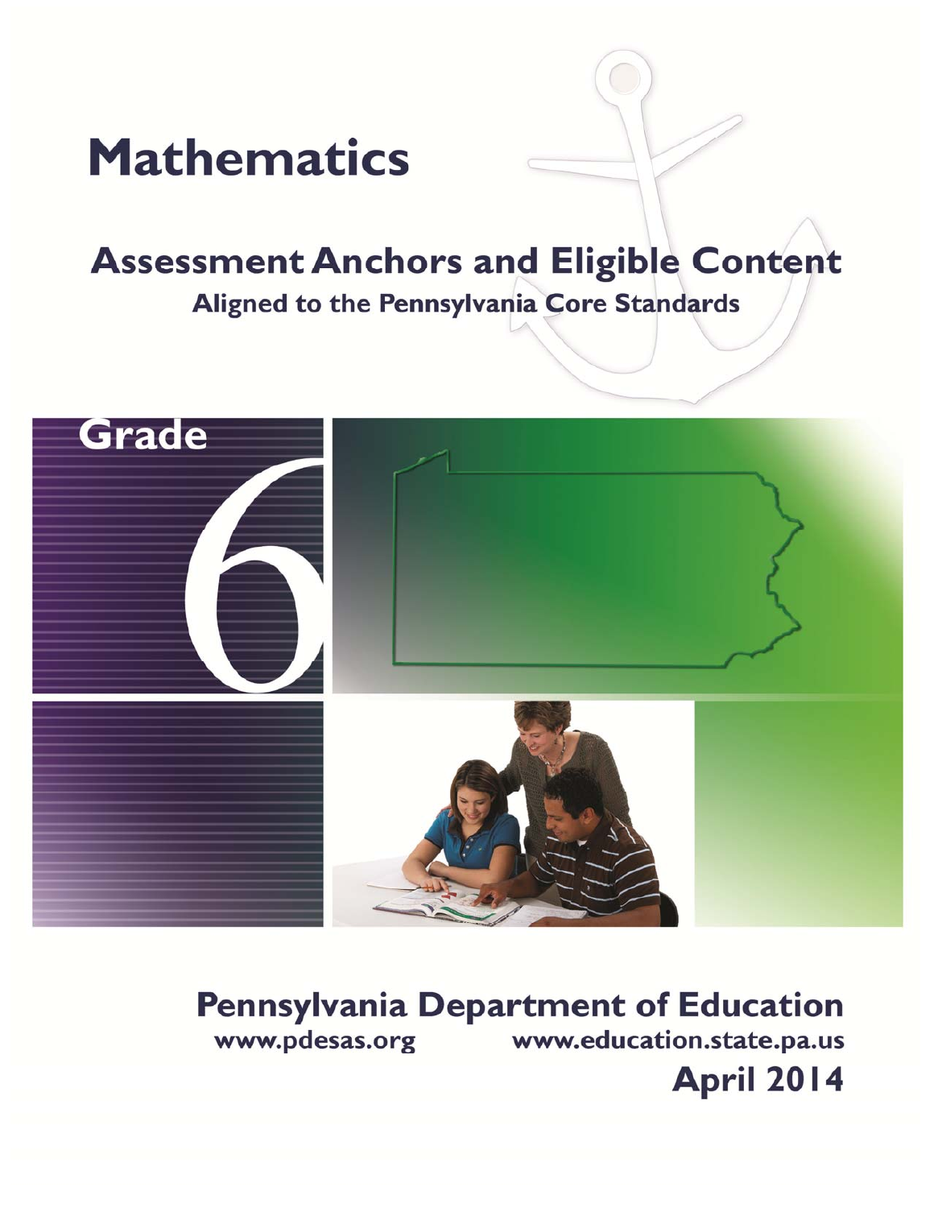# Mathematics

## Assessment Anchors and Eligible Content

### Aligned to the Pennsylvania Core Standards

Grade 6

**Pennsylvania Department of Education**

www.pdesas.org    www.education.state.pa.us

**April 2014**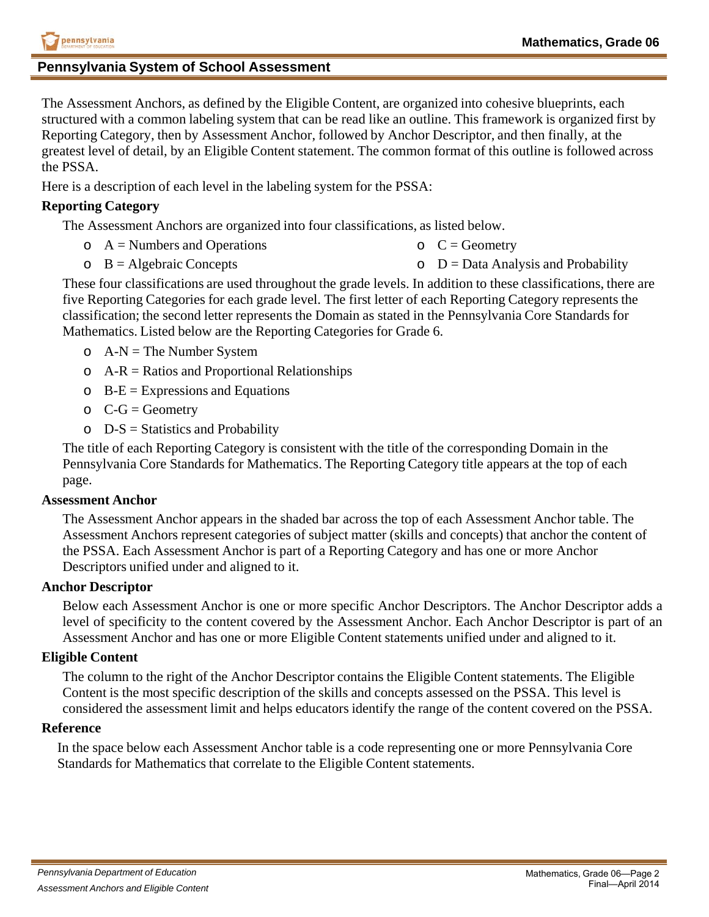## Pennsylvania System of School Assessment

The Assessment Anchors, as defined by the Eligible Content, are organized into cohesive blueprints, each structured with a common labeling system that can be read like an outline. This framework is organized first by Reporting Category, then by Assessment Anchor, followed by Anchor Descriptor, and then finally, at the greatest level of detail, by an Eligible Content statement. The common format of this outline is followed across the PSSA.

Here is a description of each level in the labeling system for the PSSA:

### Reporting Category

The Assessment Anchors are organized into four classifications, as listed below.

- A = Numbers and Operations
- B = Algebraic Concepts
- C = Geometry
- D = Data Analysis and Probability

These four classifications are used throughout the grade levels. In addition to these classifications, there are five Reporting Categories for each grade level. The first letter of each Reporting Category represents the classification; the second letter represents the Domain as stated in the Pennsylvania Core Standards for Mathematics. Listed below are the Reporting Categories for Grade 6.

- A-N = The Number System
- A-R = Ratios and Proportional Relationships
- B-E = Expressions and Equations
- C-G = Geometry
- D-S = Statistics and Probability

The title of each Reporting Category is consistent with the title of the corresponding Domain in the Pennsylvania Core Standards for Mathematics. The Reporting Category title appears at the top of each page.

### Assessment Anchor

The Assessment Anchor appears in the shaded bar across the top of each Assessment Anchor table. The Assessment Anchors represent categories of subject matter (skills and concepts) that anchor the content of the PSSA. Each Assessment Anchor is part of a Reporting Category and has one or more Anchor Descriptors unified under and aligned to it.

### Anchor Descriptor

Below each Assessment Anchor is one or more specific Anchor Descriptors. The Anchor Descriptor adds a level of specificity to the content covered by the Assessment Anchor. Each Anchor Descriptor is part of an Assessment Anchor and has one or more Eligible Content statements unified under and aligned to it.

### Eligible Content

The column to the right of the Anchor Descriptor contains the Eligible Content statements. The Eligible Content is the most specific description of the skills and concepts assessed on the PSSA. This level is considered the assessment limit and helps educators identify the range of the content covered on the PSSA.

### Reference

In the space below each Assessment Anchor table is a code representing one or more Pennsylvania Core Standards for Mathematics that correlate to the Eligible Content statements.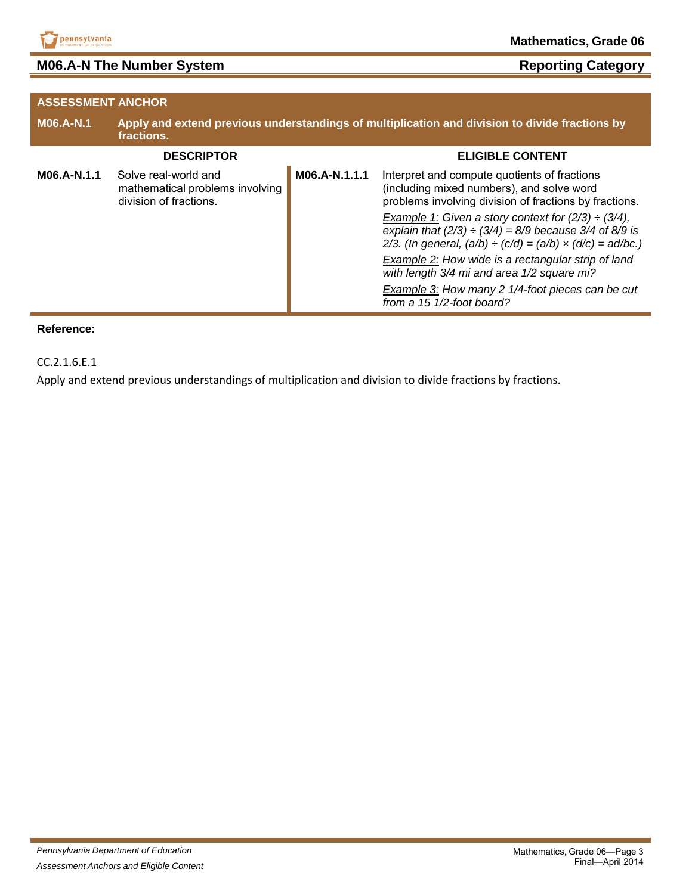## M06.A-N The Number System

Reporting Category

| ASSESSMENT ANCHOR | | | |
|---|---|---|---|
| **M06.A-N.1** | **Apply and extend previous understandings of multiplication and division to divide fractions by fractions.** | | |
| | **DESCRIPTOR** | | **ELIGIBLE CONTENT** |
| **M06.A-N.1.1** | Solve real-world and mathematical problems involving division of fractions. | **M06.A-N.1.1.1** | Interpret and compute quotients of fractions (including mixed numbers), and solve word problems involving division of fractions by fractions.<br>*<u>Example 1:</u> Given a story context for (2/3) ÷ (3/4), explain that (2/3) ÷ (3/4) = 8/9 because 3/4 of 8/9 is 2/3. (In general, (a/b) ÷ (c/d) = (a/b) × (d/c) = ad/bc.)*<br>*<u>Example 2:</u> How wide is a rectangular strip of land with length 3/4 mi and area 1/2 square mi?*<br>*<u>Example 3:</u> How many 2 1/4-foot pieces can be cut from a 15 1/2-foot board?* |

**Reference:**

CC.2.1.6.E.1

Apply and extend previous understandings of multiplication and division to divide fractions by fractions.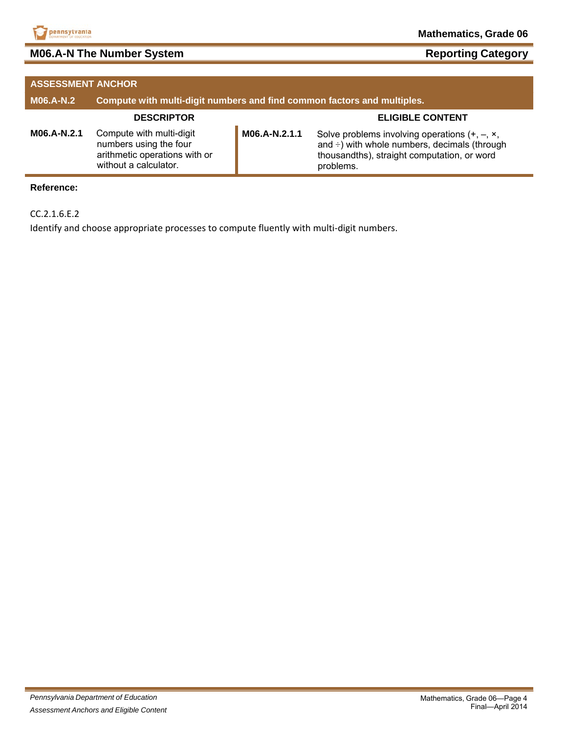## M06.A-N The Number System — Reporting Category

| ASSESSMENT ANCHOR | | | |
|---|---|---|---|
| **M06.A-N.2** | **Compute with multi-digit numbers and find common factors and multiples.** | | |
| | **DESCRIPTOR** | | **ELIGIBLE CONTENT** |
| **M06.A-N.2.1** | Compute with multi-digit numbers using the four arithmetic operations with or without a calculator. | **M06.A-N.2.1.1** | Solve problems involving operations (+, –, ×, and ÷) with whole numbers, decimals (through thousandths), straight computation, or word problems. |

**Reference:**

CC.2.1.6.E.2

Identify and choose appropriate processes to compute fluently with multi-digit numbers.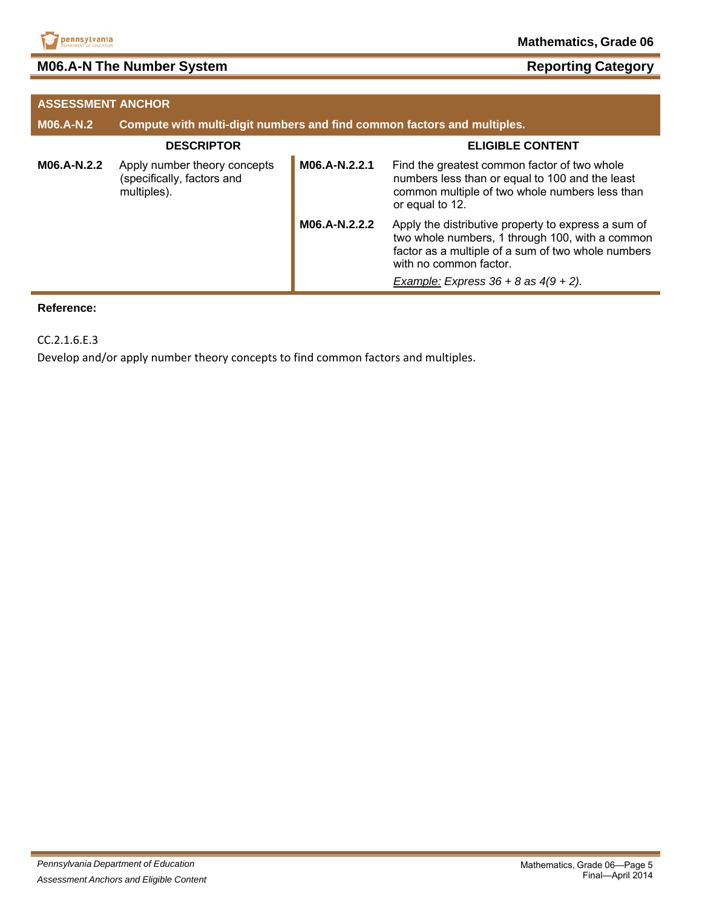## M06.A-N The Number System

**Reporting Category**

| ASSESSMENT ANCHOR | | | |
|---|---|---|---|
| **M06.A-N.2** | **Compute with multi-digit numbers and find common factors and multiples.** | | |
| **DESCRIPTOR** | | **ELIGIBLE CONTENT** | |
| **M06.A-N.2.2** | Apply number theory concepts (specifically, factors and multiples). | **M06.A-N.2.2.1** | Find the greatest common factor of two whole numbers less than or equal to 100 and the least common multiple of two whole numbers less than or equal to 12. |
| | | **M06.A-N.2.2.2** | Apply the distributive property to express a sum of two whole numbers, 1 through 100, with a common factor as a multiple of a sum of two whole numbers with no common factor.<br><br>*Example:* *Express 36 + 8 as 4(9 + 2).* |

**Reference:**

CC.2.1.6.E.3

Develop and/or apply number theory concepts to find common factors and multiples.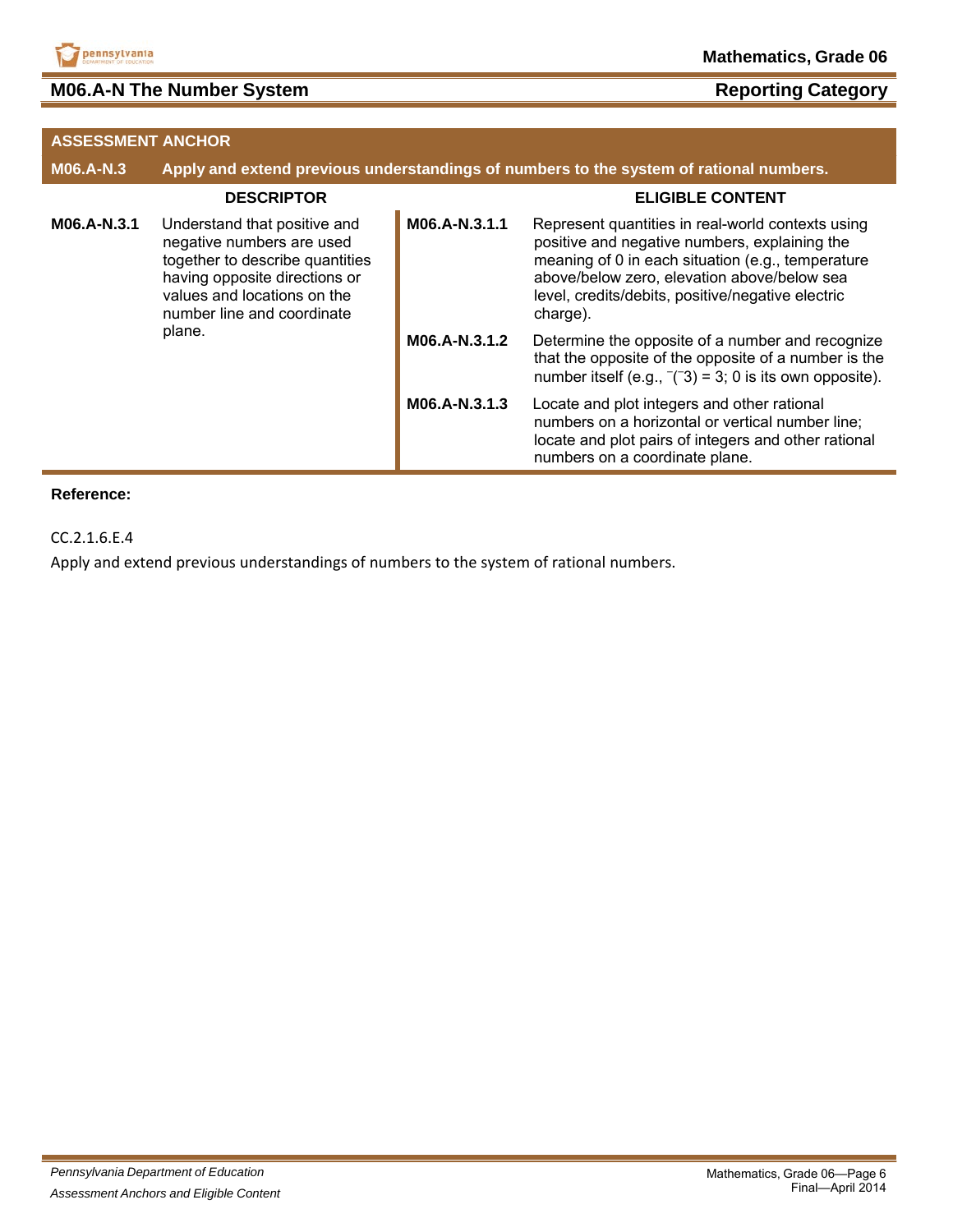## M06.A-N The Number System

**Reporting Category**

| ASSESSMENT ANCHOR | | | |
|---|---|---|---|
| **M06.A-N.3** | **Apply and extend previous understandings of numbers to the system of rational numbers.** | | |
| | **DESCRIPTOR** | | **ELIGIBLE CONTENT** |
| **M06.A-N.3.1** | Understand that positive and negative numbers are used together to describe quantities having opposite directions or values and locations on the number line and coordinate plane. | **M06.A-N.3.1.1** | Represent quantities in real-world contexts using positive and negative numbers, explaining the meaning of 0 in each situation (e.g., temperature above/below zero, elevation above/below sea level, credits/debits, positive/negative electric charge). |
| | | **M06.A-N.3.1.2** | Determine the opposite of a number and recognize that the opposite of the opposite of a number is the number itself (e.g., $^{-}(^{-}3) = 3$; 0 is its own opposite). |
| | | **M06.A-N.3.1.3** | Locate and plot integers and other rational numbers on a horizontal or vertical number line; locate and plot pairs of integers and other rational numbers on a coordinate plane. |

**Reference:**

CC.2.1.6.E.4

Apply and extend previous understandings of numbers to the system of rational numbers.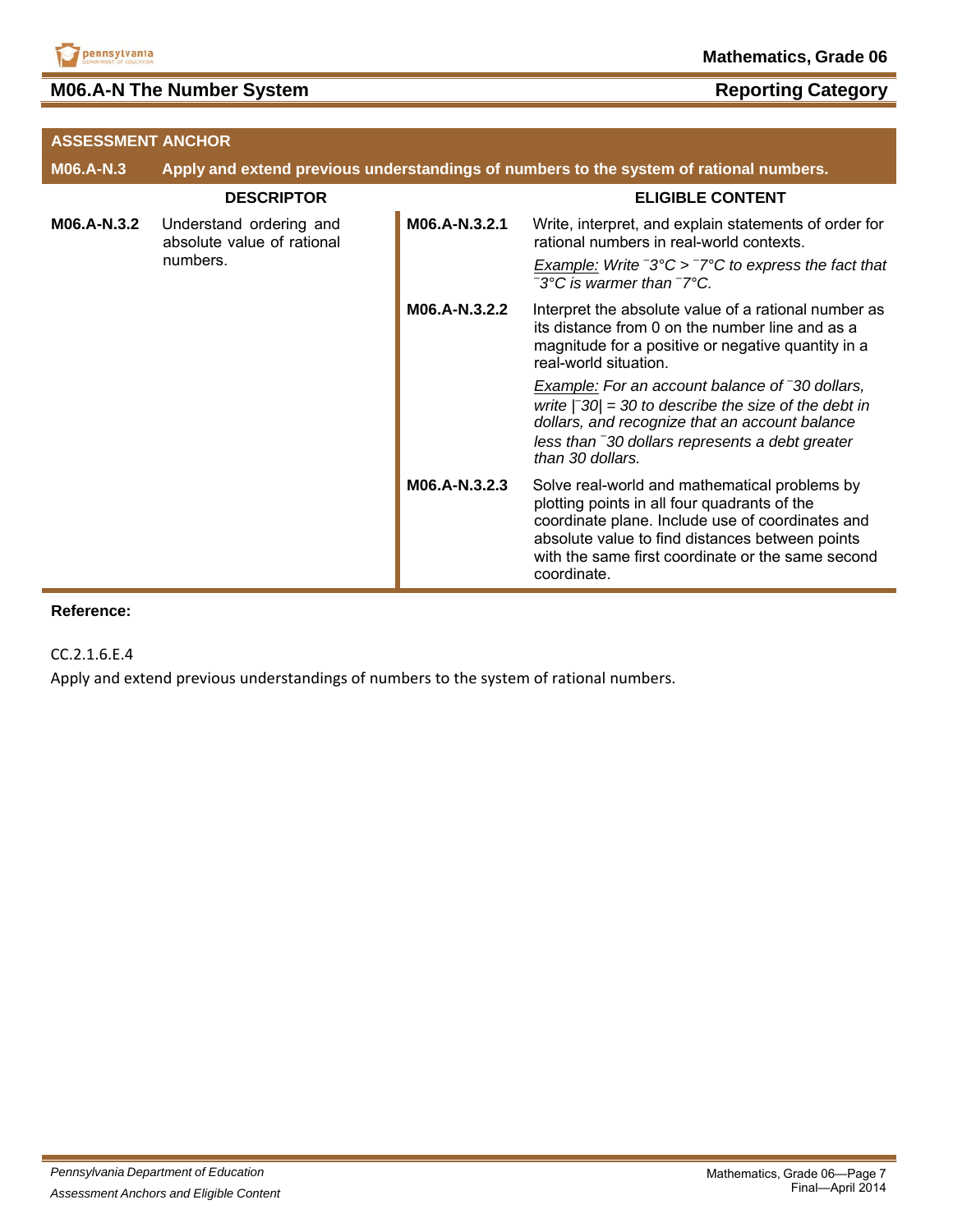## M06.A-N The Number System

**Reporting Category**

| ASSESSMENT ANCHOR | | | |
|---|---|---|---|
| **M06.A-N.3** | **Apply and extend previous understandings of numbers to the system of rational numbers.** | | |
| | **DESCRIPTOR** | | **ELIGIBLE CONTENT** |
| **M06.A-N.3.2** | Understand ordering and absolute value of rational numbers. | **M06.A-N.3.2.1** | Write, interpret, and explain statements of order for rational numbers in real-world contexts.<br><br>*Example: Write ⁻3°C > ⁻7°C to express the fact that ⁻3°C is warmer than ⁻7°C.* |
| | | **M06.A-N.3.2.2** | Interpret the absolute value of a rational number as its distance from 0 on the number line and as a magnitude for a positive or negative quantity in a real-world situation.<br><br>*Example: For an account balance of ⁻30 dollars, write \|⁻30\| = 30 to describe the size of the debt in dollars, and recognize that an account balance less than ⁻30 dollars represents a debt greater than 30 dollars.* |
| | | **M06.A-N.3.2.3** | Solve real-world and mathematical problems by plotting points in all four quadrants of the coordinate plane. Include use of coordinates and absolute value to find distances between points with the same first coordinate or the same second coordinate. |

**Reference:**

CC.2.1.6.E.4

Apply and extend previous understandings of numbers to the system of rational numbers.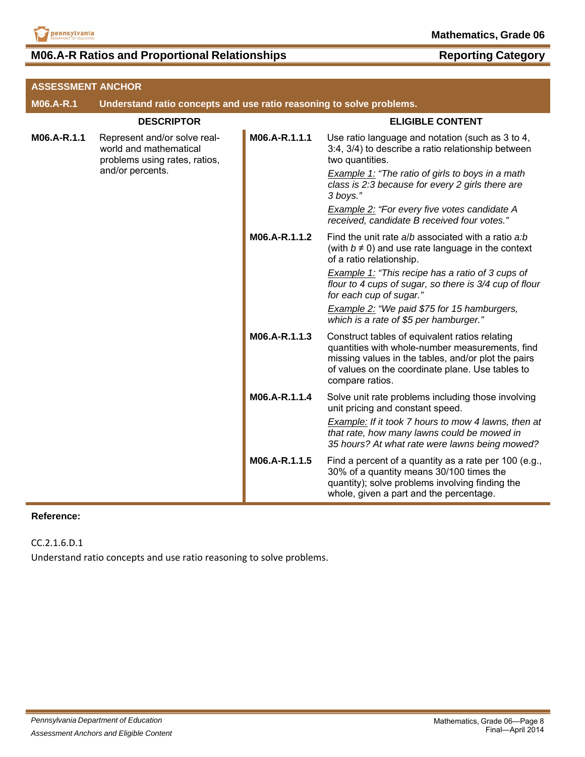## M06.A-R Ratios and Proportional Relationships

**Reporting Category**

**ASSESSMENT ANCHOR**

**M06.A-R.1 Understand ratio concepts and use ratio reasoning to solve problems.**

| DESCRIPTOR | | ELIGIBLE CONTENT | |
|---|---|---|---|
| **M06.A-R.1.1** | Represent and/or solve real-world and mathematical problems using rates, ratios, and/or percents. | **M06.A-R.1.1.1** | Use ratio language and notation (such as 3 to 4, 3:4, 3/4) to describe a ratio relationship between two quantities.<br>*Example 1: "The ratio of girls to boys in a math class is 2:3 because for every 2 girls there are 3 boys."*<br>*Example 2: "For every five votes candidate A received, candidate B received four votes."* |
| | | **M06.A-R.1.1.2** | Find the unit rate $a/b$ associated with a ratio $a:b$ (with $b \neq 0$) and use rate language in the context of a ratio relationship.<br>*Example 1: "This recipe has a ratio of 3 cups of flour to 4 cups of sugar, so there is 3/4 cup of flour for each cup of sugar."*<br>*Example 2: "We paid $75 for 15 hamburgers, which is a rate of $5 per hamburger."* |
| | | **M06.A-R.1.1.3** | Construct tables of equivalent ratios relating quantities with whole-number measurements, find missing values in the tables, and/or plot the pairs of values on the coordinate plane. Use tables to compare ratios. |
| | | **M06.A-R.1.1.4** | Solve unit rate problems including those involving unit pricing and constant speed.<br>*Example: If it took 7 hours to mow 4 lawns, then at that rate, how many lawns could be mowed in 35 hours? At what rate were lawns being mowed?* |
| | | **M06.A-R.1.1.5** | Find a percent of a quantity as a rate per 100 (e.g., 30% of a quantity means 30/100 times the quantity); solve problems involving finding the whole, given a part and the percentage. |

**Reference:**

CC.2.1.6.D.1
Understand ratio concepts and use ratio reasoning to solve problems.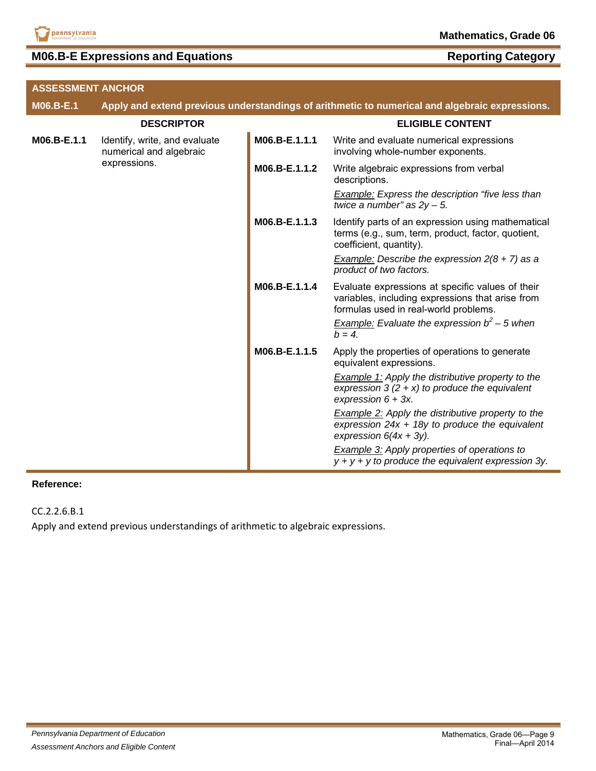## M06.B-E Expressions and Equations

**Reporting Category**

| ASSESSMENT ANCHOR | | | |
|---|---|---|---|
| **M06.B-E.1** | **Apply and extend previous understandings of arithmetic to numerical and algebraic expressions.** | | |
| **DESCRIPTOR** | | **ELIGIBLE CONTENT** | |
| **M06.B-E.1.1** | Identify, write, and evaluate numerical and algebraic expressions. | **M06.B-E.1.1.1** | Write and evaluate numerical expressions involving whole-number exponents. |
| | | **M06.B-E.1.1.2** | Write algebraic expressions from verbal descriptions. *Example:* *Express the description "five less than twice a number" as $2y – 5$.* |
| | | **M06.B-E.1.1.3** | Identify parts of an expression using mathematical terms (e.g., sum, term, product, factor, quotient, coefficient, quantity). *Example:* *Describe the expression $2(8 + 7)$ as a product of two factors.* |
| | | **M06.B-E.1.1.4** | Evaluate expressions at specific values of their variables, including expressions that arise from formulas used in real-world problems. *Example:* *Evaluate the expression $b^2 – 5$ when $b = 4$.* |
| | | **M06.B-E.1.1.5** | Apply the properties of operations to generate equivalent expressions. *Example 1:* *Apply the distributive property to the expression $3 (2 + x)$ to produce the equivalent expression $6 + 3x$.* *Example 2:* *Apply the distributive property to the expression $24x + 18y$ to produce the equivalent expression $6(4x + 3y)$.* *Example 3:* *Apply properties of operations to $y + y + y$ to produce the equivalent expression $3y$.* |

**Reference:**

CC.2.2.6.B.1

Apply and extend previous understandings of arithmetic to algebraic expressions.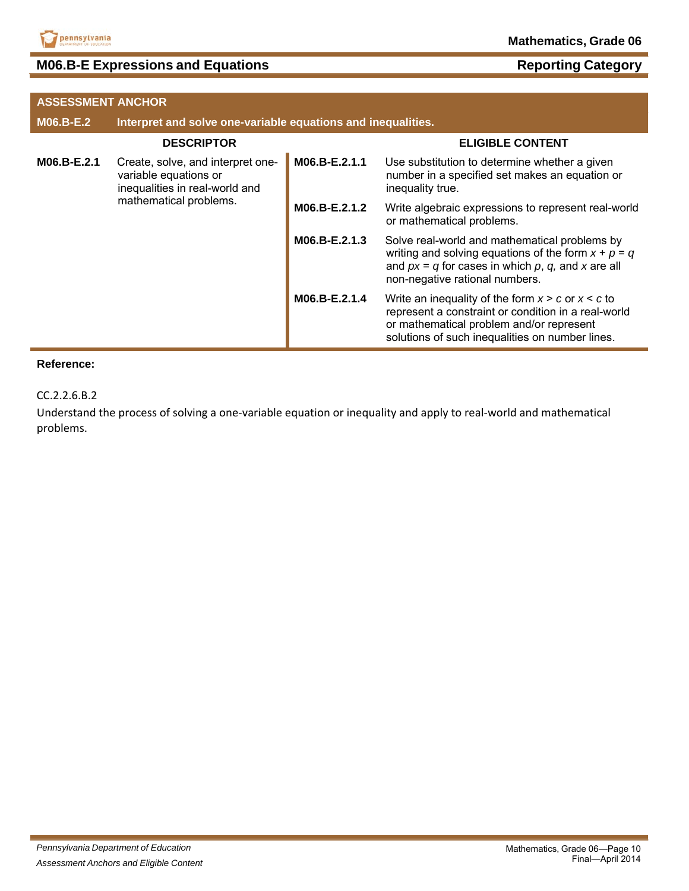## M06.B-E Expressions and Equations — Reporting Category

| ASSESSMENT ANCHOR | | | |
|---|---|---|---|
| **M06.B-E.2** | **Interpret and solve one-variable equations and inequalities.** | | |
| **DESCRIPTOR** | | **ELIGIBLE CONTENT** | |
| **M06.B-E.2.1** | Create, solve, and interpret one-variable equations or inequalities in real-world and mathematical problems. | **M06.B-E.2.1.1** | Use substitution to determine whether a given number in a specified set makes an equation or inequality true. |
| | | **M06.B-E.2.1.2** | Write algebraic expressions to represent real-world or mathematical problems. |
| | | **M06.B-E.2.1.3** | Solve real-world and mathematical problems by writing and solving equations of the form $x + p = q$ and $px = q$ for cases in which $p$, $q$, and $x$ are all non-negative rational numbers. |
| | | **M06.B-E.2.1.4** | Write an inequality of the form $x > c$ or $x < c$ to represent a constraint or condition in a real-world or mathematical problem and/or represent solutions of such inequalities on number lines. |

**Reference:**

CC.2.2.6.B.2

Understand the process of solving a one-variable equation or inequality and apply to real-world and mathematical problems.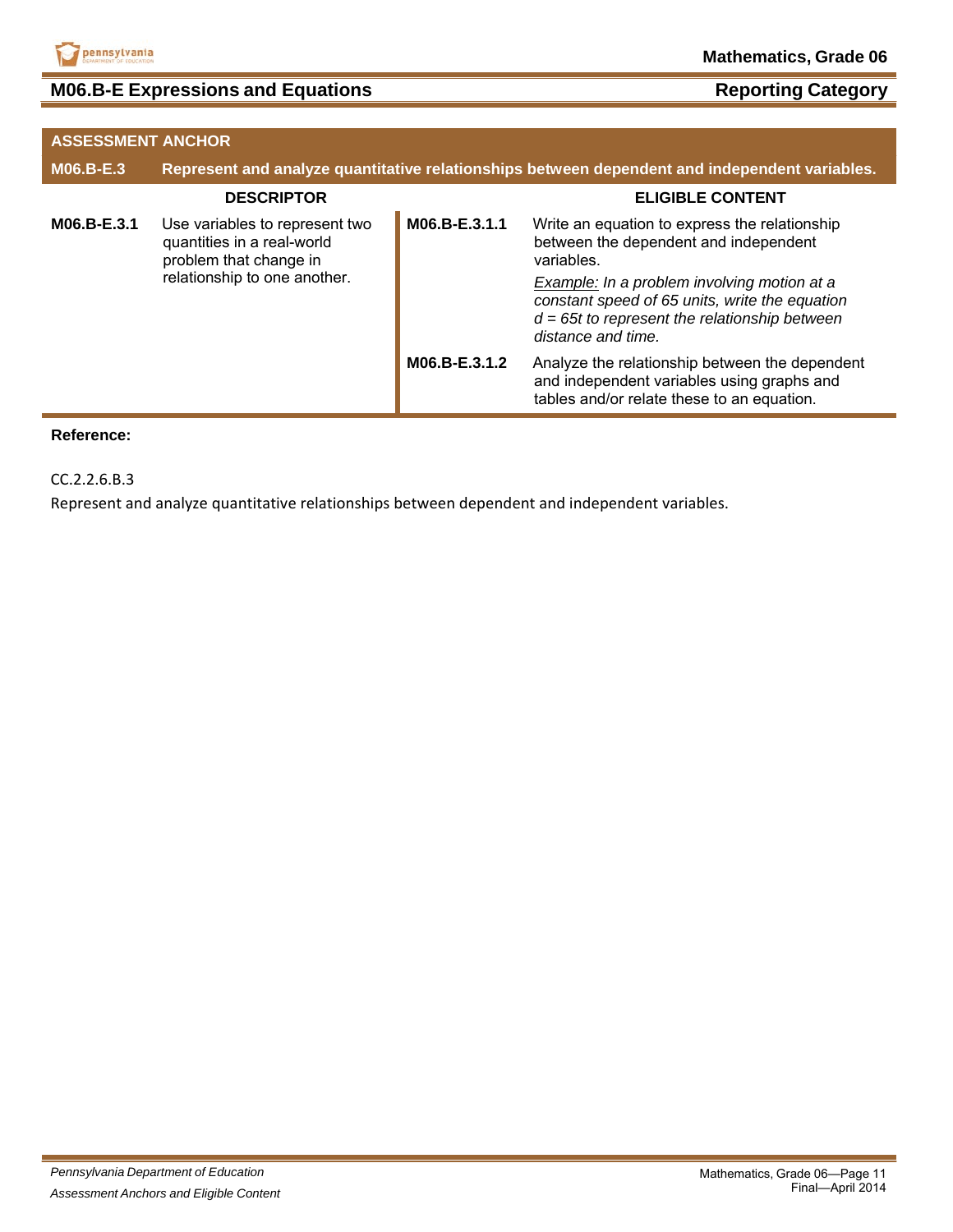## M06.B-E Expressions and Equations — Reporting Category

| ASSESSMENT ANCHOR | | | |
|---|---|---|---|
| **M06.B-E.3** | **Represent and analyze quantitative relationships between dependent and independent variables.** | | |
| **DESCRIPTOR** | | **ELIGIBLE CONTENT** | |
| **M06.B-E.3.1** | Use variables to represent two quantities in a real-world problem that change in relationship to one another. | **M06.B-E.3.1.1** | Write an equation to express the relationship between the dependent and independent variables. *Example: In a problem involving motion at a constant speed of 65 units, write the equation $d = 65t$ to represent the relationship between distance and time.* |
| | | **M06.B-E.3.1.2** | Analyze the relationship between the dependent and independent variables using graphs and tables and/or relate these to an equation. |

**Reference:**

CC.2.2.6.B.3

Represent and analyze quantitative relationships between dependent and independent variables.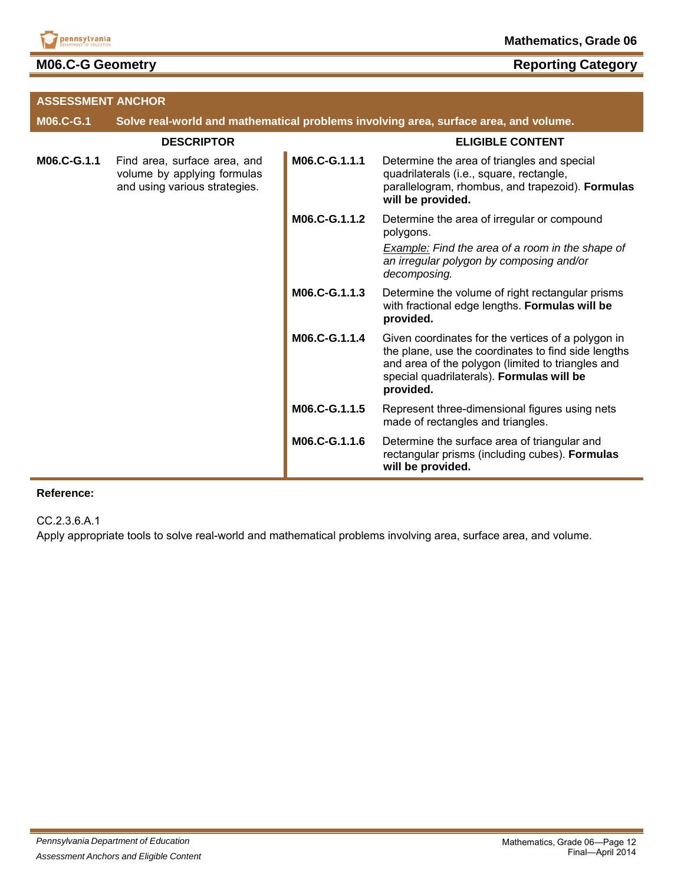## M06.C-G Geometry

**Reporting Category**

| ASSESSMENT ANCHOR | | | |
|---|---|---|---|
| **M06.C-G.1** | **Solve real-world and mathematical problems involving area, surface area, and volume.** | | |
| **DESCRIPTOR** | | **ELIGIBLE CONTENT** | |
| **M06.C-G.1.1** | Find area, surface area, and volume by applying formulas and using various strategies. | **M06.C-G.1.1.1** | Determine the area of triangles and special quadrilaterals (i.e., square, rectangle, parallelogram, rhombus, and trapezoid). **Formulas will be provided.** |
| | | **M06.C-G.1.1.2** | Determine the area of irregular or compound polygons. *Example:* *Find the area of a room in the shape of an irregular polygon by composing and/or decomposing.* |
| | | **M06.C-G.1.1.3** | Determine the volume of right rectangular prisms with fractional edge lengths. **Formulas will be provided.** |
| | | **M06.C-G.1.1.4** | Given coordinates for the vertices of a polygon in the plane, use the coordinates to find side lengths and area of the polygon (limited to triangles and special quadrilaterals). **Formulas will be provided.** |
| | | **M06.C-G.1.1.5** | Represent three-dimensional figures using nets made of rectangles and triangles. |
| | | **M06.C-G.1.1.6** | Determine the surface area of triangular and rectangular prisms (including cubes). **Formulas will be provided.** |

**Reference:**

CC.2.3.6.A.1
Apply appropriate tools to solve real-world and mathematical problems involving area, surface area, and volume.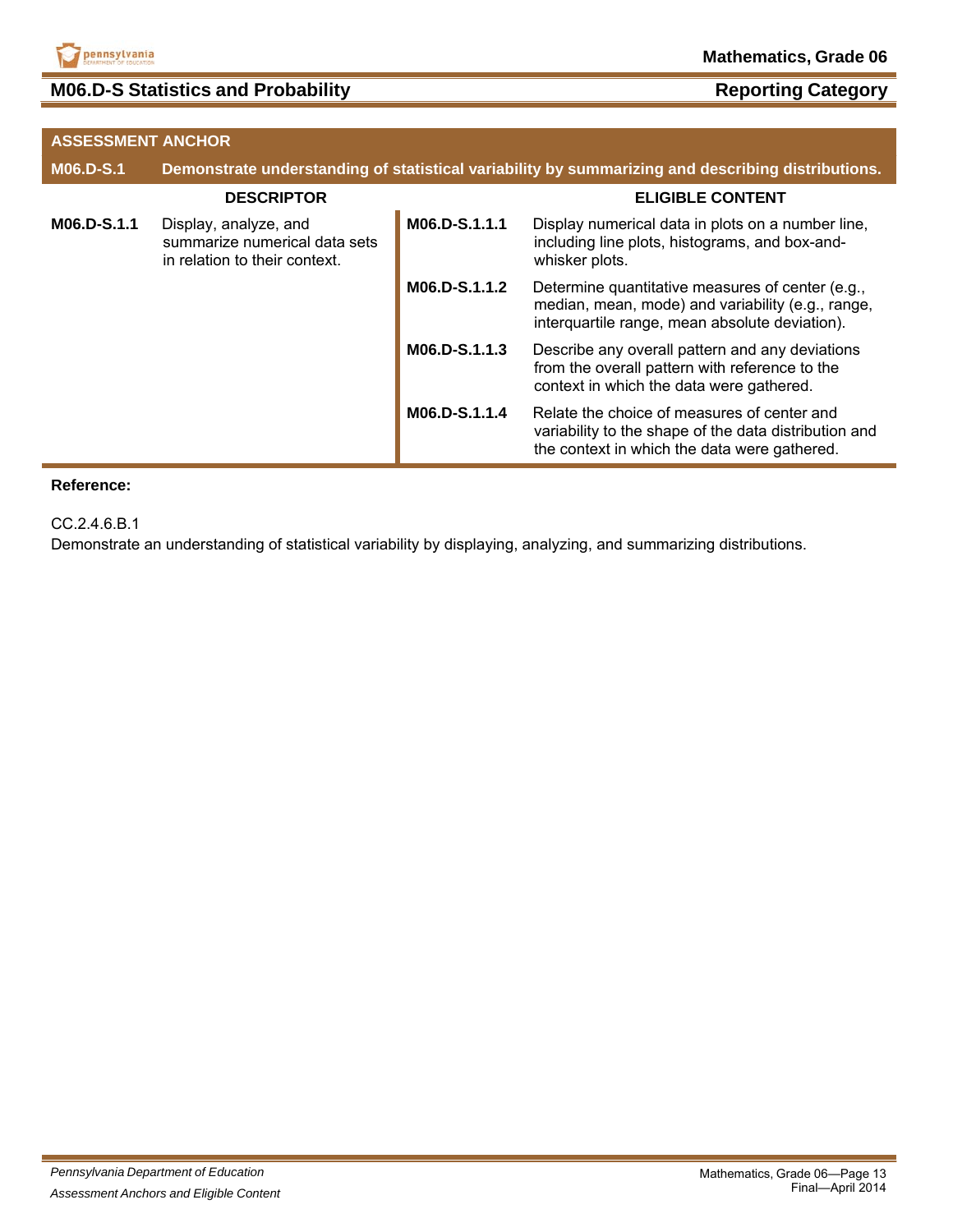## M06.D-S Statistics and Probability

**Reporting Category**

| ASSESSMENT ANCHOR | | | |
|---|---|---|---|
| **M06.D-S.1** | **Demonstrate understanding of statistical variability by summarizing and describing distributions.** | | |
| **DESCRIPTOR** | | **ELIGIBLE CONTENT** | |
| **M06.D-S.1.1** | Display, analyze, and summarize numerical data sets in relation to their context. | **M06.D-S.1.1.1** | Display numerical data in plots on a number line, including line plots, histograms, and box-and-whisker plots. |
| | | **M06.D-S.1.1.2** | Determine quantitative measures of center (e.g., median, mean, mode) and variability (e.g., range, interquartile range, mean absolute deviation). |
| | | **M06.D-S.1.1.3** | Describe any overall pattern and any deviations from the overall pattern with reference to the context in which the data were gathered. |
| | | **M06.D-S.1.1.4** | Relate the choice of measures of center and variability to the shape of the data distribution and the context in which the data were gathered. |

**Reference:**

CC.2.4.6.B.1
Demonstrate an understanding of statistical variability by displaying, analyzing, and summarizing distributions.